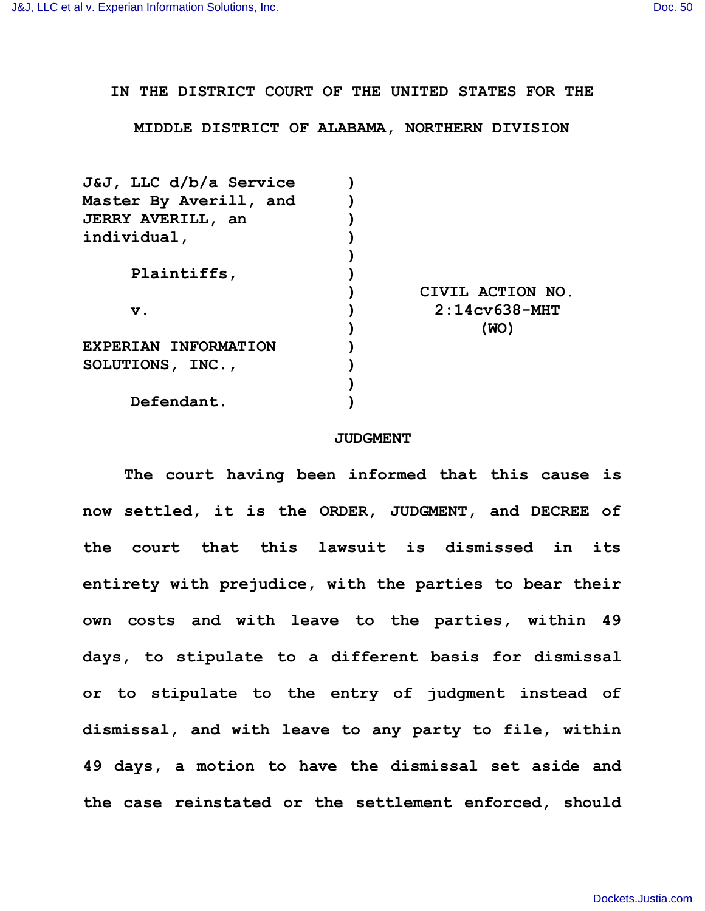IN THE DISTRICT COURT OF THE UNITED STATES FOR THE

MIDDLE DISTRICT OF ALABAMA, NORTHERN DIVISION

| | | |
|---|---|---|
| J&J, LLC d/b/a Service Master By Averill, and JERRY AVERILL, an individual, | ) | |
| Plaintiffs, | ) | |
| v. | ) | CIVIL ACTION NO. 2:14cv638-MHT (WO) |
| EXPERIAN INFORMATION SOLUTIONS, INC., | ) | |
| Defendant. | ) | |

**JUDGMENT**

The court having been informed that this cause is now settled, it is the ORDER, JUDGMENT, and DECREE of the court that this lawsuit is dismissed in its entirety with prejudice, with the parties to bear their own costs and with leave to the parties, within 49 days, to stipulate to a different basis for dismissal or to stipulate to the entry of judgment instead of dismissal, and with leave to any party to file, within 49 days, a motion to have the dismissal set aside and the case reinstated or the settlement enforced, should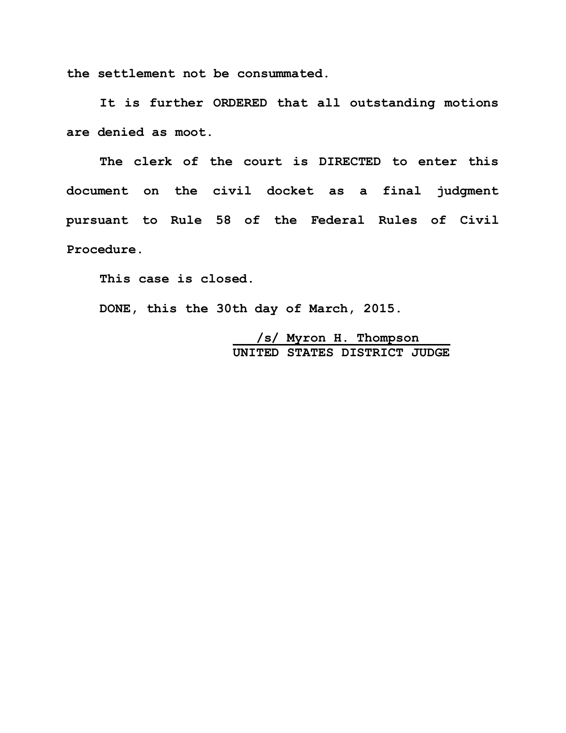the settlement not be consummated.

It is further ORDERED that all outstanding motions are denied as moot.

The clerk of the court is DIRECTED to enter this document on the civil docket as a final judgment pursuant to Rule 58 of the Federal Rules of Civil Procedure.

This case is closed.

DONE, this the 30th day of March, 2015.

/s/ Myron H. Thompson
UNITED STATES DISTRICT JUDGE